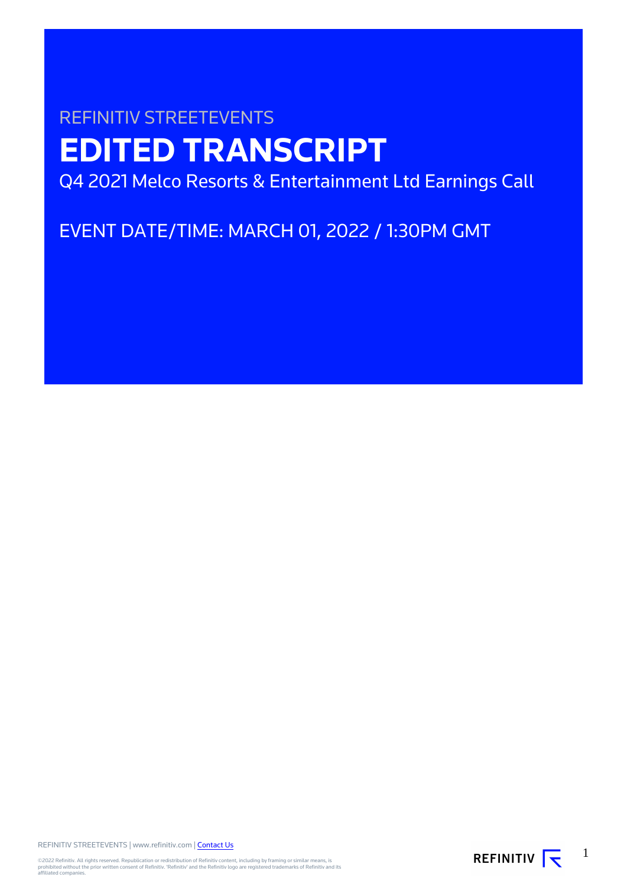REFINITIV STREETEVENTS

# EDITED TRANSCRIPT

Q4 2021 Melco Resorts & Entertainment Ltd Earnings Call

EVENT DATE/TIME: MARCH 01, 2022 / 1:30PM GMT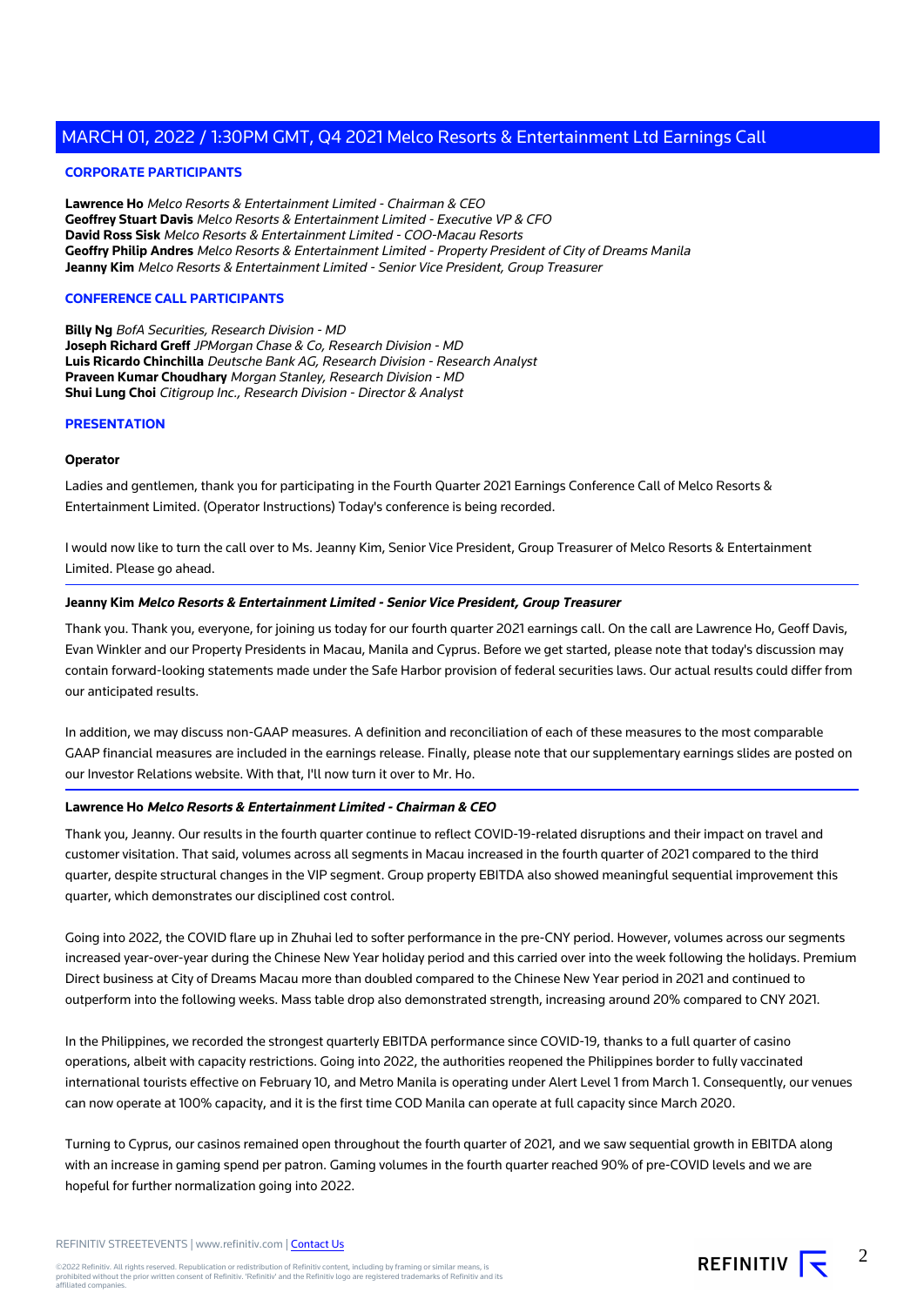## CORPORATE PARTICIPANTS

**Lawrence Ho** *Melco Resorts & Entertainment Limited - Chairman & CEO*
**Geoffrey Stuart Davis** *Melco Resorts & Entertainment Limited - Executive VP & CFO*
**David Ross Sisk** *Melco Resorts & Entertainment Limited - COO-Macau Resorts*
**Geoffry Philip Andres** *Melco Resorts & Entertainment Limited - Property President of City of Dreams Manila*
**Jeanny Kim** *Melco Resorts & Entertainment Limited - Senior Vice President, Group Treasurer*

## CONFERENCE CALL PARTICIPANTS

**Billy Ng** *BofA Securities, Research Division - MD*
**Joseph Richard Greff** *JPMorgan Chase & Co, Research Division - MD*
**Luis Ricardo Chinchilla** *Deutsche Bank AG, Research Division - Research Analyst*
**Praveen Kumar Choudhary** *Morgan Stanley, Research Division - MD*
**Shui Lung Choi** *Citigroup Inc., Research Division - Director & Analyst*

## PRESENTATION

**Operator**

Ladies and gentlemen, thank you for participating in the Fourth Quarter 2021 Earnings Conference Call of Melco Resorts & Entertainment Limited. (Operator Instructions) Today's conference is being recorded.

I would now like to turn the call over to Ms. Jeanny Kim, Senior Vice President, Group Treasurer of Melco Resorts & Entertainment Limited. Please go ahead.

---

**Jeanny Kim** ***Melco Resorts & Entertainment Limited - Senior Vice President, Group Treasurer***

Thank you. Thank you, everyone, for joining us today for our fourth quarter 2021 earnings call. On the call are Lawrence Ho, Geoff Davis, Evan Winkler and our Property Presidents in Macau, Manila and Cyprus. Before we get started, please note that today's discussion may contain forward-looking statements made under the Safe Harbor provision of federal securities laws. Our actual results could differ from our anticipated results.

In addition, we may discuss non-GAAP measures. A definition and reconciliation of each of these measures to the most comparable GAAP financial measures are included in the earnings release. Finally, please note that our supplementary earnings slides are posted on our Investor Relations website. With that, I'll now turn it over to Mr. Ho.

---

**Lawrence Ho** ***Melco Resorts & Entertainment Limited - Chairman & CEO***

Thank you, Jeanny. Our results in the fourth quarter continue to reflect COVID-19-related disruptions and their impact on travel and customer visitation. That said, volumes across all segments in Macau increased in the fourth quarter of 2021 compared to the third quarter, despite structural changes in the VIP segment. Group property EBITDA also showed meaningful sequential improvement this quarter, which demonstrates our disciplined cost control.

Going into 2022, the COVID flare up in Zhuhai led to softer performance in the pre-CNY period. However, volumes across our segments increased year-over-year during the Chinese New Year holiday period and this carried over into the week following the holidays. Premium Direct business at City of Dreams Macau more than doubled compared to the Chinese New Year period in 2021 and continued to outperform into the following weeks. Mass table drop also demonstrated strength, increasing around 20% compared to CNY 2021.

In the Philippines, we recorded the strongest quarterly EBITDA performance since COVID-19, thanks to a full quarter of casino operations, albeit with capacity restrictions. Going into 2022, the authorities reopened the Philippines border to fully vaccinated international tourists effective on February 10, and Metro Manila is operating under Alert Level 1 from March 1. Consequently, our venues can now operate at 100% capacity, and it is the first time COD Manila can operate at full capacity since March 2020.

Turning to Cyprus, our casinos remained open throughout the fourth quarter of 2021, and we saw sequential growth in EBITDA along with an increase in gaming spend per patron. Gaming volumes in the fourth quarter reached 90% of pre-COVID levels and we are hopeful for further normalization going into 2022.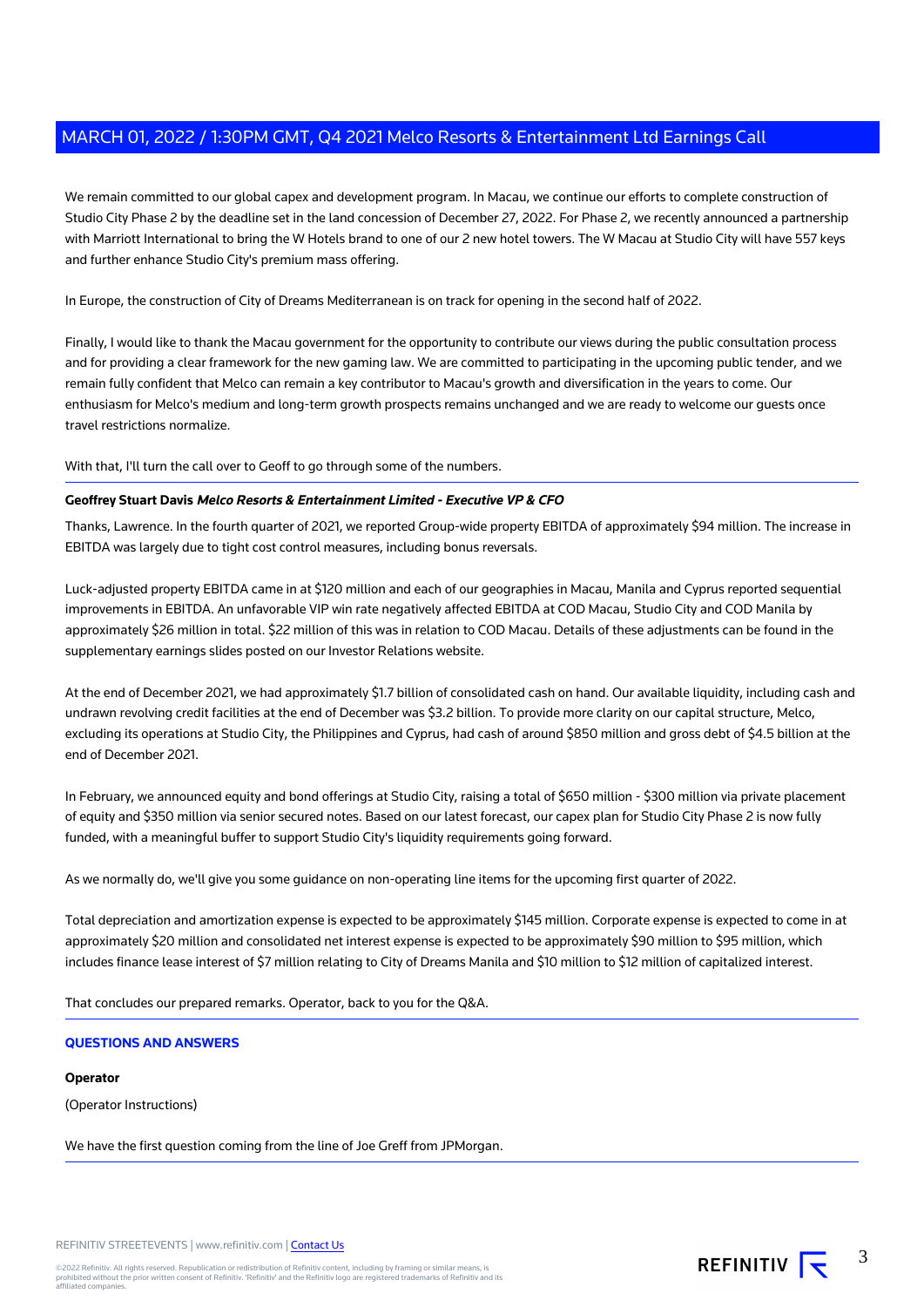We remain committed to our global capex and development program. In Macau, we continue our efforts to complete construction of Studio City Phase 2 by the deadline set in the land concession of December 27, 2022. For Phase 2, we recently announced a partnership with Marriott International to bring the W Hotels brand to one of our 2 new hotel towers. The W Macau at Studio City will have 557 keys and further enhance Studio City's premium mass offering.

In Europe, the construction of City of Dreams Mediterranean is on track for opening in the second half of 2022.

Finally, I would like to thank the Macau government for the opportunity to contribute our views during the public consultation process and for providing a clear framework for the new gaming law. We are committed to participating in the upcoming public tender, and we remain fully confident that Melco can remain a key contributor to Macau's growth and diversification in the years to come. Our enthusiasm for Melco's medium and long-term growth prospects remains unchanged and we are ready to welcome our guests once travel restrictions normalize.

With that, I'll turn the call over to Geoff to go through some of the numbers.

---

**Geoffrey Stuart Davis** ***Melco Resorts & Entertainment Limited - Executive VP & CFO***

Thanks, Lawrence. In the fourth quarter of 2021, we reported Group-wide property EBITDA of approximately $94 million. The increase in EBITDA was largely due to tight cost control measures, including bonus reversals.

Luck-adjusted property EBITDA came in at $120 million and each of our geographies in Macau, Manila and Cyprus reported sequential improvements in EBITDA. An unfavorable VIP win rate negatively affected EBITDA at COD Macau, Studio City and COD Manila by approximately $26 million in total. $22 million of this was in relation to COD Macau. Details of these adjustments can be found in the supplementary earnings slides posted on our Investor Relations website.

At the end of December 2021, we had approximately $1.7 billion of consolidated cash on hand. Our available liquidity, including cash and undrawn revolving credit facilities at the end of December was $3.2 billion. To provide more clarity on our capital structure, Melco, excluding its operations at Studio City, the Philippines and Cyprus, had cash of around $850 million and gross debt of $4.5 billion at the end of December 2021.

In February, we announced equity and bond offerings at Studio City, raising a total of $650 million - $300 million via private placement of equity and $350 million via senior secured notes. Based on our latest forecast, our capex plan for Studio City Phase 2 is now fully funded, with a meaningful buffer to support Studio City's liquidity requirements going forward.

As we normally do, we'll give you some guidance on non-operating line items for the upcoming first quarter of 2022.

Total depreciation and amortization expense is expected to be approximately $145 million. Corporate expense is expected to come in at approximately $20 million and consolidated net interest expense is expected to be approximately $90 million to $95 million, which includes finance lease interest of $7 million relating to City of Dreams Manila and $10 million to $12 million of capitalized interest.

That concludes our prepared remarks. Operator, back to you for the Q&A.

---

## QUESTIONS AND ANSWERS

**Operator**

(Operator Instructions)

We have the first question coming from the line of Joe Greff from JPMorgan.

---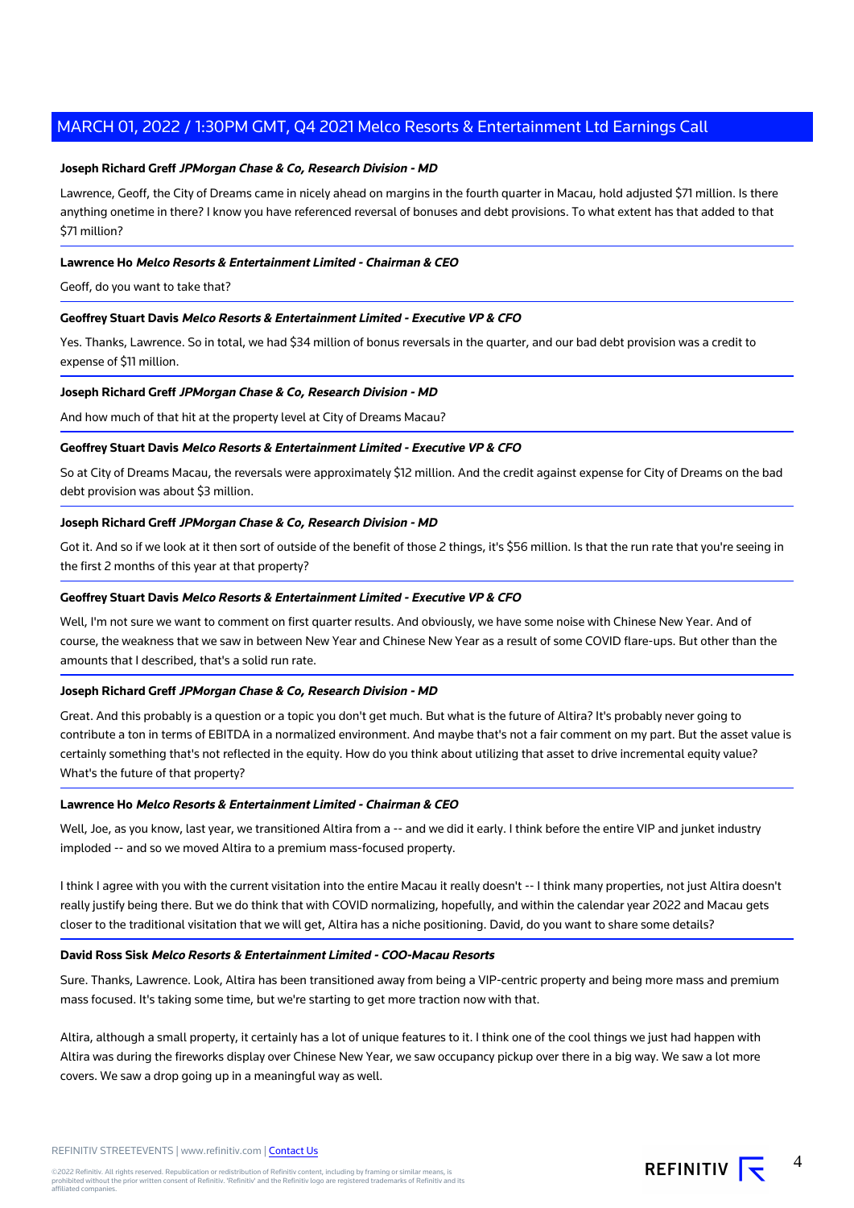**Joseph Richard Greff** ***JPMorgan Chase & Co, Research Division - MD***

Lawrence, Geoff, the City of Dreams came in nicely ahead on margins in the fourth quarter in Macau, hold adjusted $71 million. Is there anything onetime in there? I know you have referenced reversal of bonuses and debt provisions. To what extent has that added to that $71 million?

**Lawrence Ho** ***Melco Resorts & Entertainment Limited - Chairman & CEO***

Geoff, do you want to take that?

**Geoffrey Stuart Davis** ***Melco Resorts & Entertainment Limited - Executive VP & CFO***

Yes. Thanks, Lawrence. So in total, we had $34 million of bonus reversals in the quarter, and our bad debt provision was a credit to expense of $11 million.

**Joseph Richard Greff** ***JPMorgan Chase & Co, Research Division - MD***

And how much of that hit at the property level at City of Dreams Macau?

**Geoffrey Stuart Davis** ***Melco Resorts & Entertainment Limited - Executive VP & CFO***

So at City of Dreams Macau, the reversals were approximately $12 million. And the credit against expense for City of Dreams on the bad debt provision was about $3 million.

**Joseph Richard Greff** ***JPMorgan Chase & Co, Research Division - MD***

Got it. And so if we look at it then sort of outside of the benefit of those 2 things, it's $56 million. Is that the run rate that you're seeing in the first 2 months of this year at that property?

**Geoffrey Stuart Davis** ***Melco Resorts & Entertainment Limited - Executive VP & CFO***

Well, I'm not sure we want to comment on first quarter results. And obviously, we have some noise with Chinese New Year. And of course, the weakness that we saw in between New Year and Chinese New Year as a result of some COVID flare-ups. But other than the amounts that I described, that's a solid run rate.

**Joseph Richard Greff** ***JPMorgan Chase & Co, Research Division - MD***

Great. And this probably is a question or a topic you don't get much. But what is the future of Altira? It's probably never going to contribute a ton in terms of EBITDA in a normalized environment. And maybe that's not a fair comment on my part. But the asset value is certainly something that's not reflected in the equity. How do you think about utilizing that asset to drive incremental equity value? What's the future of that property?

**Lawrence Ho** ***Melco Resorts & Entertainment Limited - Chairman & CEO***

Well, Joe, as you know, last year, we transitioned Altira from a -- and we did it early. I think before the entire VIP and junket industry imploded -- and so we moved Altira to a premium mass-focused property.

I think I agree with you with the current visitation into the entire Macau it really doesn't -- I think many properties, not just Altira doesn't really justify being there. But we do think that with COVID normalizing, hopefully, and within the calendar year 2022 and Macau gets closer to the traditional visitation that we will get, Altira has a niche positioning. David, do you want to share some details?

**David Ross Sisk** ***Melco Resorts & Entertainment Limited - COO-Macau Resorts***

Sure. Thanks, Lawrence. Look, Altira has been transitioned away from being a VIP-centric property and being more mass and premium mass focused. It's taking some time, but we're starting to get more traction now with that.

Altira, although a small property, it certainly has a lot of unique features to it. I think one of the cool things we just had happen with Altira was during the fireworks display over Chinese New Year, we saw occupancy pickup over there in a big way. We saw a lot more covers. We saw a drop going up in a meaningful way as well.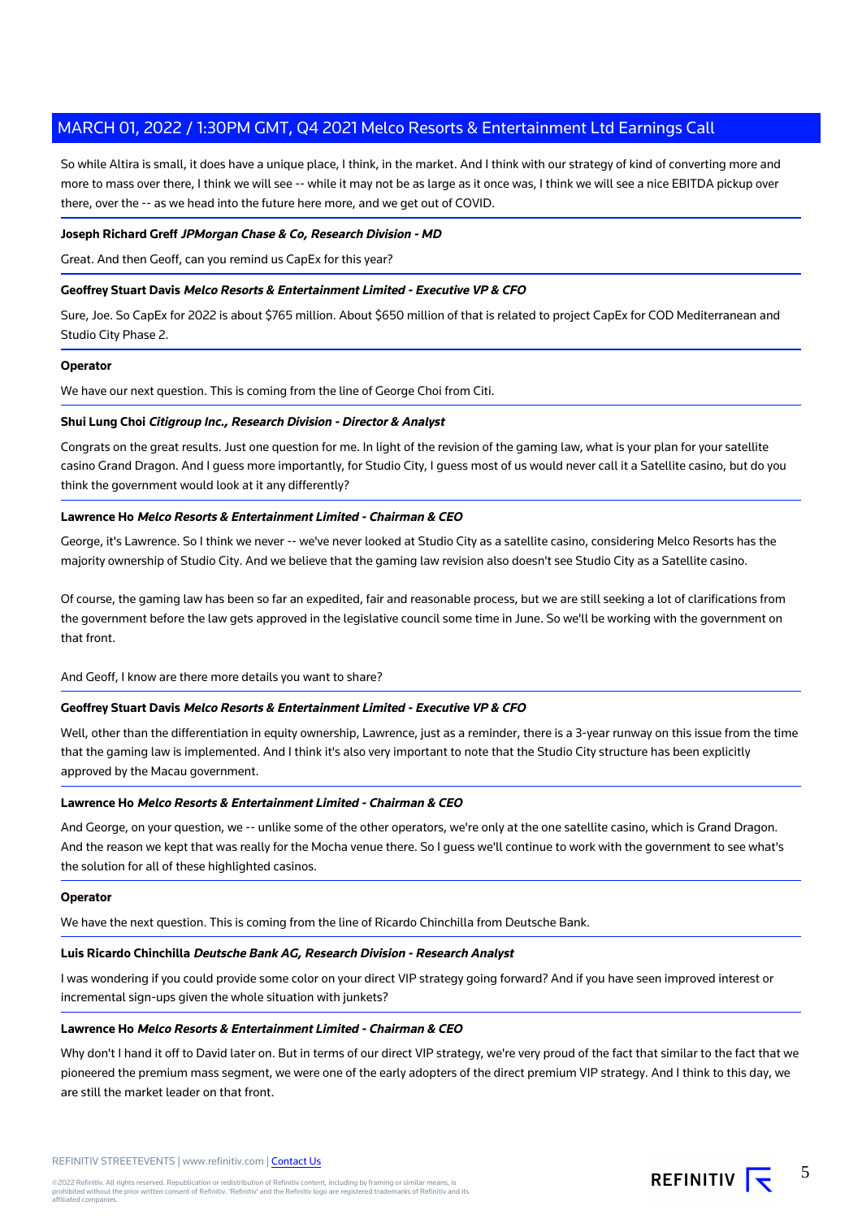So while Altira is small, it does have a unique place, I think, in the market. And I think with our strategy of kind of converting more and more to mass over there, I think we will see -- while it may not be as large as it once was, I think we will see a nice EBITDA pickup over there, over the -- as we head into the future here more, and we get out of COVID.

**Joseph Richard Greff** ***JPMorgan Chase & Co, Research Division - MD***

Great. And then Geoff, can you remind us CapEx for this year?

**Geoffrey Stuart Davis** ***Melco Resorts & Entertainment Limited - Executive VP & CFO***

Sure, Joe. So CapEx for 2022 is about $765 million. About $650 million of that is related to project CapEx for COD Mediterranean and Studio City Phase 2.

**Operator**

We have our next question. This is coming from the line of George Choi from Citi.

**Shui Lung Choi** ***Citigroup Inc., Research Division - Director & Analyst***

Congrats on the great results. Just one question for me. In light of the revision of the gaming law, what is your plan for your satellite casino Grand Dragon. And I guess more importantly, for Studio City, I guess most of us would never call it a Satellite casino, but do you think the government would look at it any differently?

**Lawrence Ho** ***Melco Resorts & Entertainment Limited - Chairman & CEO***

George, it's Lawrence. So I think we never -- we've never looked at Studio City as a satellite casino, considering Melco Resorts has the majority ownership of Studio City. And we believe that the gaming law revision also doesn't see Studio City as a Satellite casino.

Of course, the gaming law has been so far an expedited, fair and reasonable process, but we are still seeking a lot of clarifications from the government before the law gets approved in the legislative council some time in June. So we'll be working with the government on that front.

And Geoff, I know are there more details you want to share?

**Geoffrey Stuart Davis** ***Melco Resorts & Entertainment Limited - Executive VP & CFO***

Well, other than the differentiation in equity ownership, Lawrence, just as a reminder, there is a 3-year runway on this issue from the time that the gaming law is implemented. And I think it's also very important to note that the Studio City structure has been explicitly approved by the Macau government.

**Lawrence Ho** ***Melco Resorts & Entertainment Limited - Chairman & CEO***

And George, on your question, we -- unlike some of the other operators, we're only at the one satellite casino, which is Grand Dragon. And the reason we kept that was really for the Mocha venue there. So I guess we'll continue to work with the government to see what's the solution for all of these highlighted casinos.

**Operator**

We have the next question. This is coming from the line of Ricardo Chinchilla from Deutsche Bank.

**Luis Ricardo Chinchilla** ***Deutsche Bank AG, Research Division - Research Analyst***

I was wondering if you could provide some color on your direct VIP strategy going forward? And if you have seen improved interest or incremental sign-ups given the whole situation with junkets?

**Lawrence Ho** ***Melco Resorts & Entertainment Limited - Chairman & CEO***

Why don't I hand it off to David later on. But in terms of our direct VIP strategy, we're very proud of the fact that similar to the fact that we pioneered the premium mass segment, we were one of the early adopters of the direct premium VIP strategy. And I think to this day, we are still the market leader on that front.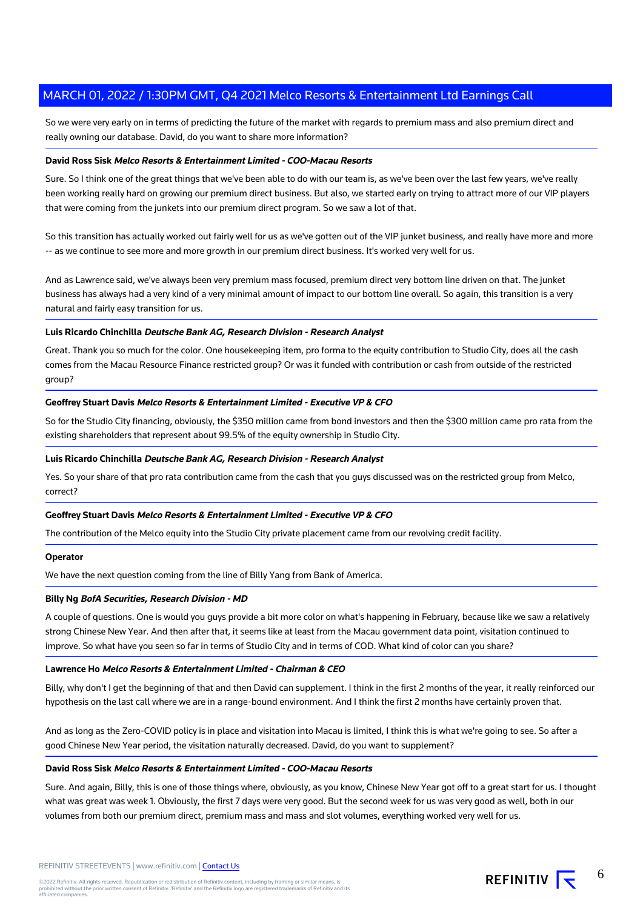So we were very early on in terms of predicting the future of the market with regards to premium mass and also premium direct and really owning our database. David, do you want to share more information?

**David Ross Sisk** ***Melco Resorts & Entertainment Limited - COO-Macau Resorts***

Sure. So I think one of the great things that we've been able to do with our team is, as we've been over the last few years, we've really been working really hard on growing our premium direct business. But also, we started early on trying to attract more of our VIP players that were coming from the junkets into our premium direct program. So we saw a lot of that.

So this transition has actually worked out fairly well for us as we've gotten out of the VIP junket business, and really have more and more -- as we continue to see more and more growth in our premium direct business. It's worked very well for us.

And as Lawrence said, we've always been very premium mass focused, premium direct very bottom line driven on that. The junket business has always had a very kind of a very minimal amount of impact to our bottom line overall. So again, this transition is a very natural and fairly easy transition for us.

**Luis Ricardo Chinchilla** ***Deutsche Bank AG, Research Division - Research Analyst***

Great. Thank you so much for the color. One housekeeping item, pro forma to the equity contribution to Studio City, does all the cash comes from the Macau Resource Finance restricted group? Or was it funded with contribution or cash from outside of the restricted group?

**Geoffrey Stuart Davis** ***Melco Resorts & Entertainment Limited - Executive VP & CFO***

So for the Studio City financing, obviously, the $350 million came from bond investors and then the $300 million came pro rata from the existing shareholders that represent about 99.5% of the equity ownership in Studio City.

**Luis Ricardo Chinchilla** ***Deutsche Bank AG, Research Division - Research Analyst***

Yes. So your share of that pro rata contribution came from the cash that you guys discussed was on the restricted group from Melco, correct?

**Geoffrey Stuart Davis** ***Melco Resorts & Entertainment Limited - Executive VP & CFO***

The contribution of the Melco equity into the Studio City private placement came from our revolving credit facility.

**Operator**

We have the next question coming from the line of Billy Yang from Bank of America.

**Billy Ng** ***BofA Securities, Research Division - MD***

A couple of questions. One is would you guys provide a bit more color on what's happening in February, because like we saw a relatively strong Chinese New Year. And then after that, it seems like at least from the Macau government data point, visitation continued to improve. So what have you seen so far in terms of Studio City and in terms of COD. What kind of color can you share?

**Lawrence Ho** ***Melco Resorts & Entertainment Limited - Chairman & CEO***

Billy, why don't I get the beginning of that and then David can supplement. I think in the first 2 months of the year, it really reinforced our hypothesis on the last call where we are in a range-bound environment. And I think the first 2 months have certainly proven that.

And as long as the Zero-COVID policy is in place and visitation into Macau is limited, I think this is what we're going to see. So after a good Chinese New Year period, the visitation naturally decreased. David, do you want to supplement?

**David Ross Sisk** ***Melco Resorts & Entertainment Limited - COO-Macau Resorts***

Sure. And again, Billy, this is one of those things where, obviously, as you know, Chinese New Year got off to a great start for us. I thought what was great was week 1. Obviously, the first 7 days were very good. But the second week for us was very good as well, both in our volumes from both our premium direct, premium mass and mass and slot volumes, everything worked very well for us.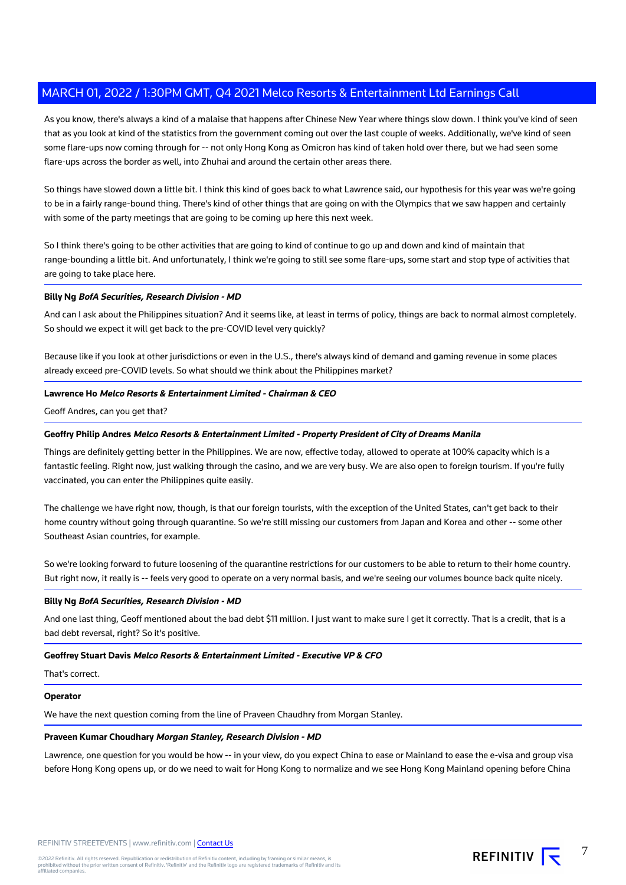As you know, there's always a kind of a malaise that happens after Chinese New Year where things slow down. I think you've kind of seen that as you look at kind of the statistics from the government coming out over the last couple of weeks. Additionally, we've kind of seen some flare-ups now coming through for -- not only Hong Kong as Omicron has kind of taken hold over there, but we had seen some flare-ups across the border as well, into Zhuhai and around the certain other areas there.

So things have slowed down a little bit. I think this kind of goes back to what Lawrence said, our hypothesis for this year was we're going to be in a fairly range-bound thing. There's kind of other things that are going on with the Olympics that we saw happen and certainly with some of the party meetings that are going to be coming up here this next week.

So I think there's going to be other activities that are going to kind of continue to go up and down and kind of maintain that range-bounding a little bit. And unfortunately, I think we're going to still see some flare-ups, some start and stop type of activities that are going to take place here.

**Billy Ng** ***BofA Securities, Research Division - MD***

And can I ask about the Philippines situation? And it seems like, at least in terms of policy, things are back to normal almost completely. So should we expect it will get back to the pre-COVID level very quickly?

Because like if you look at other jurisdictions or even in the U.S., there's always kind of demand and gaming revenue in some places already exceed pre-COVID levels. So what should we think about the Philippines market?

**Lawrence Ho** ***Melco Resorts & Entertainment Limited - Chairman & CEO***

Geoff Andres, can you get that?

**Geoffry Philip Andres** ***Melco Resorts & Entertainment Limited - Property President of City of Dreams Manila***

Things are definitely getting better in the Philippines. We are now, effective today, allowed to operate at 100% capacity which is a fantastic feeling. Right now, just walking through the casino, and we are very busy. We are also open to foreign tourism. If you're fully vaccinated, you can enter the Philippines quite easily.

The challenge we have right now, though, is that our foreign tourists, with the exception of the United States, can't get back to their home country without going through quarantine. So we're still missing our customers from Japan and Korea and other -- some other Southeast Asian countries, for example.

So we're looking forward to future loosening of the quarantine restrictions for our customers to be able to return to their home country. But right now, it really is -- feels very good to operate on a very normal basis, and we're seeing our volumes bounce back quite nicely.

**Billy Ng** ***BofA Securities, Research Division - MD***

And one last thing, Geoff mentioned about the bad debt $11 million. I just want to make sure I get it correctly. That is a credit, that is a bad debt reversal, right? So it's positive.

**Geoffrey Stuart Davis** ***Melco Resorts & Entertainment Limited - Executive VP & CFO***

That's correct.

**Operator**

We have the next question coming from the line of Praveen Chaudhry from Morgan Stanley.

**Praveen Kumar Choudhary** ***Morgan Stanley, Research Division - MD***

Lawrence, one question for you would be how -- in your view, do you expect China to ease or Mainland to ease the e-visa and group visa before Hong Kong opens up, or do we need to wait for Hong Kong to normalize and we see Hong Kong Mainland opening before China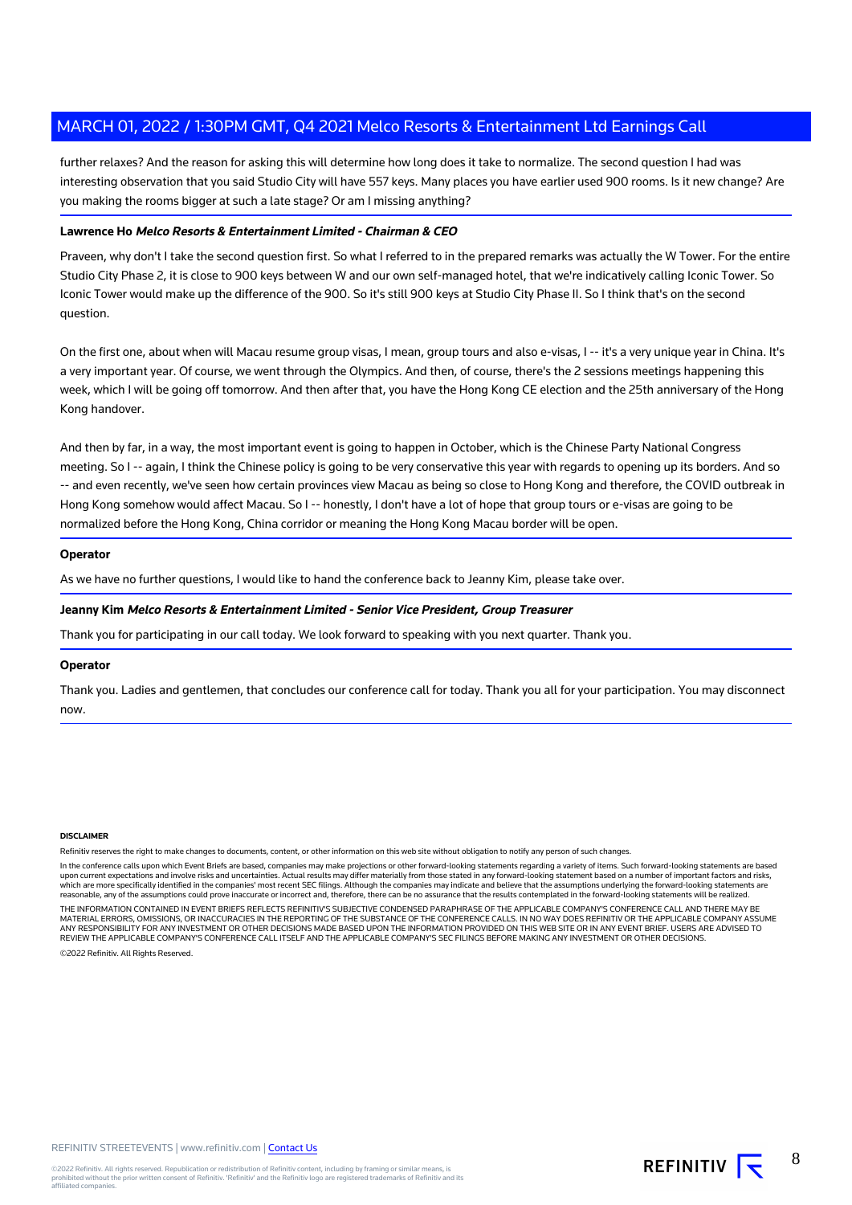further relaxes? And the reason for asking this will determine how long does it take to normalize. The second question I had was interesting observation that you said Studio City will have 557 keys. Many places you have earlier used 900 rooms. Is it new change? Are you making the rooms bigger at such a late stage? Or am I missing anything?

**Lawrence Ho** ***Melco Resorts & Entertainment Limited - Chairman & CEO***

Praveen, why don't I take the second question first. So what I referred to in the prepared remarks was actually the W Tower. For the entire Studio City Phase 2, it is close to 900 keys between W and our own self-managed hotel, that we're indicatively calling Iconic Tower. So Iconic Tower would make up the difference of the 900. So it's still 900 keys at Studio City Phase II. So I think that's on the second question.

On the first one, about when will Macau resume group visas, I mean, group tours and also e-visas, I -- it's a very unique year in China. It's a very important year. Of course, we went through the Olympics. And then, of course, there's the 2 sessions meetings happening this week, which I will be going off tomorrow. And then after that, you have the Hong Kong CE election and the 25th anniversary of the Hong Kong handover.

And then by far, in a way, the most important event is going to happen in October, which is the Chinese Party National Congress meeting. So I -- again, I think the Chinese policy is going to be very conservative this year with regards to opening up its borders. And so -- and even recently, we've seen how certain provinces view Macau as being so close to Hong Kong and therefore, the COVID outbreak in Hong Kong somehow would affect Macau. So I -- honestly, I don't have a lot of hope that group tours or e-visas are going to be normalized before the Hong Kong, China corridor or meaning the Hong Kong Macau border will be open.

**Operator**

As we have no further questions, I would like to hand the conference back to Jeanny Kim, please take over.

**Jeanny Kim** ***Melco Resorts & Entertainment Limited - Senior Vice President, Group Treasurer***

Thank you for participating in our call today. We look forward to speaking with you next quarter. Thank you.

**Operator**

Thank you. Ladies and gentlemen, that concludes our conference call for today. Thank you all for your participation. You may disconnect now.

**DISCLAIMER**

Refinitiv reserves the right to make changes to documents, content, or other information on this web site without obligation to notify any person of such changes.

In the conference calls upon which Event Briefs are based, companies may make projections or other forward-looking statements regarding a variety of items. Such forward-looking statements are based upon current expectations and involve risks and uncertainties. Actual results may differ materially from those stated in any forward-looking statement based on a number of important factors and risks, which are more specifically identified in the companies' most recent SEC filings. Although the companies may indicate and believe that the assumptions underlying the forward-looking statements are reasonable, any of the assumptions could prove inaccurate or incorrect and, therefore, there can be no assurance that the results contemplated in the forward-looking statements will be realized.

THE INFORMATION CONTAINED IN EVENT BRIEFS REFLECTS REFINITIV'S SUBJECTIVE CONDENSED PARAPHRASE OF THE APPLICABLE COMPANY'S CONFERENCE CALL AND THERE MAY BE MATERIAL ERRORS, OMISSIONS, OR INACCURACIES IN THE REPORTING OF THE SUBSTANCE OF THE CONFERENCE CALLS. IN NO WAY DOES REFINITIV OR THE APPLICABLE COMPANY ASSUME ANY RESPONSIBILITY FOR ANY INVESTMENT OR OTHER DECISIONS MADE BASED UPON THE INFORMATION PROVIDED ON THIS WEB SITE OR IN ANY EVENT BRIEF. USERS ARE ADVISED TO REVIEW THE APPLICABLE COMPANY'S CONFERENCE CALL ITSELF AND THE APPLICABLE COMPANY'S SEC FILINGS BEFORE MAKING ANY INVESTMENT OR OTHER DECISIONS.

©2022 Refinitiv. All Rights Reserved.